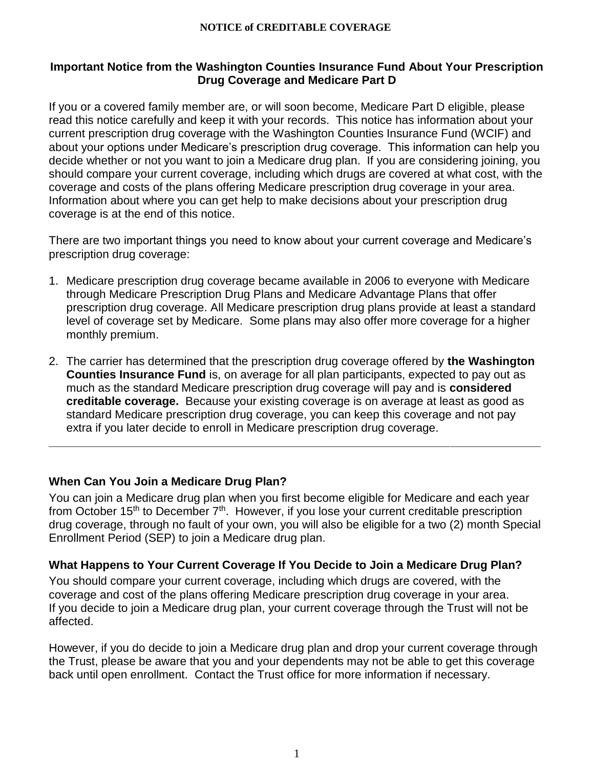# NOTICE of CREDITABLE COVERAGE

## Important Notice from the Washington Counties Insurance Fund About Your Prescription Drug Coverage and Medicare Part D

If you or a covered family member are, or will soon become, Medicare Part D eligible, please read this notice carefully and keep it with your records. This notice has information about your current prescription drug coverage with the Washington Counties Insurance Fund (WCIF) and about your options under Medicare's prescription drug coverage. This information can help you decide whether or not you want to join a Medicare drug plan. If you are considering joining, you should compare your current coverage, including which drugs are covered at what cost, with the coverage and costs of the plans offering Medicare prescription drug coverage in your area. Information about where you can get help to make decisions about your prescription drug coverage is at the end of this notice.

There are two important things you need to know about your current coverage and Medicare's prescription drug coverage:

1. Medicare prescription drug coverage became available in 2006 to everyone with Medicare through Medicare Prescription Drug Plans and Medicare Advantage Plans that offer prescription drug coverage. All Medicare prescription drug plans provide at least a standard level of coverage set by Medicare. Some plans may also offer more coverage for a higher monthly premium.

2. The carrier has determined that the prescription drug coverage offered by **the Washington Counties Insurance Fund** is, on average for all plan participants, expected to pay out as much as the standard Medicare prescription drug coverage will pay and is **considered creditable coverage.** Because your existing coverage is on average at least as good as standard Medicare prescription drug coverage, you can keep this coverage and not pay extra if you later decide to enroll in Medicare prescription drug coverage.

---

### When Can You Join a Medicare Drug Plan?

You can join a Medicare drug plan when you first become eligible for Medicare and each year from October 15th to December 7th. However, if you lose your current creditable prescription drug coverage, through no fault of your own, you will also be eligible for a two (2) month Special Enrollment Period (SEP) to join a Medicare drug plan.

### What Happens to Your Current Coverage If You Decide to Join a Medicare Drug Plan?

You should compare your current coverage, including which drugs are covered, with the coverage and cost of the plans offering Medicare prescription drug coverage in your area. If you decide to join a Medicare drug plan, your current coverage through the Trust will not be affected.

However, if you do decide to join a Medicare drug plan and drop your current coverage through the Trust, please be aware that you and your dependents may not be able to get this coverage back until open enrollment. Contact the Trust office for more information if necessary.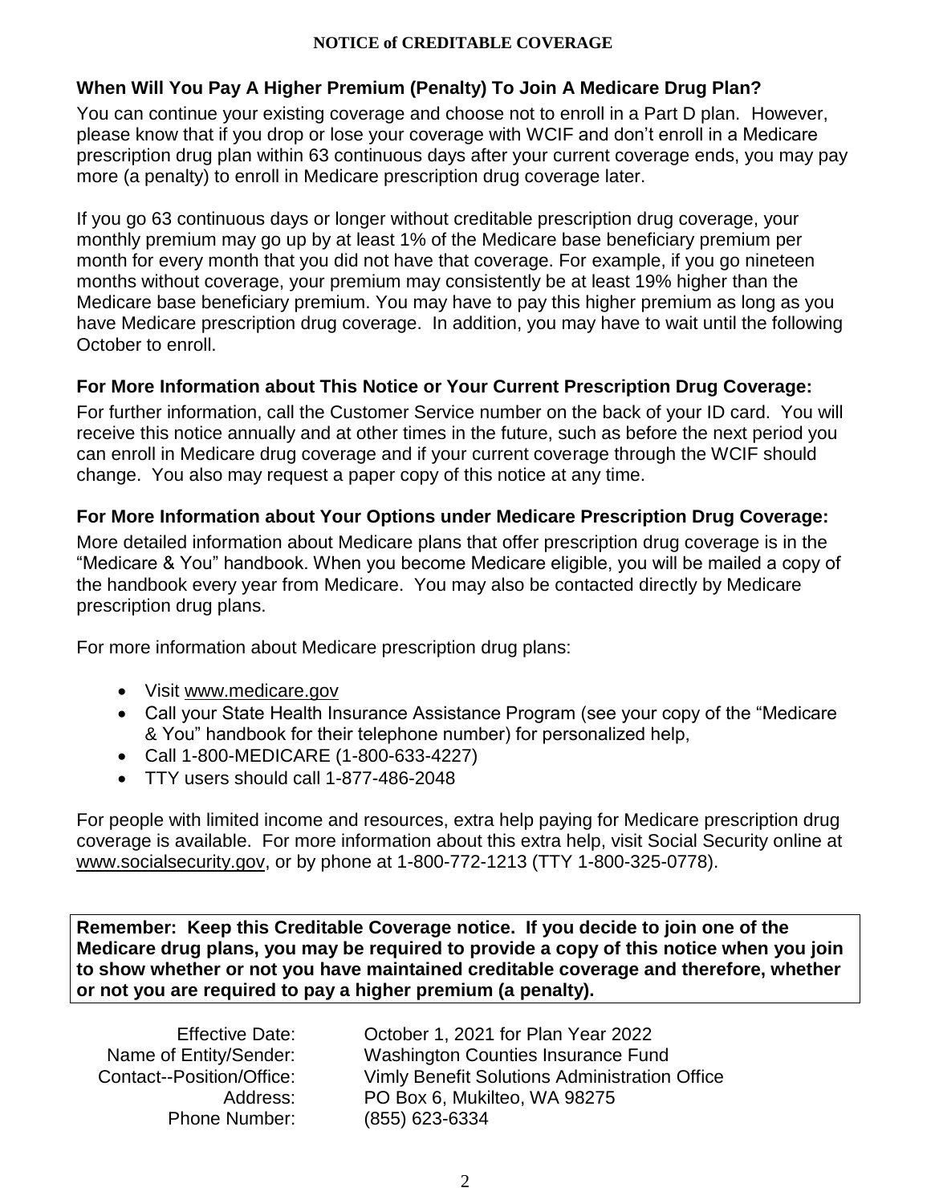**NOTICE of CREDITABLE COVERAGE**

## When Will You Pay A Higher Premium (Penalty) To Join A Medicare Drug Plan?

You can continue your existing coverage and choose not to enroll in a Part D plan. However, please know that if you drop or lose your coverage with WCIF and don't enroll in a Medicare prescription drug plan within 63 continuous days after your current coverage ends, you may pay more (a penalty) to enroll in Medicare prescription drug coverage later.

If you go 63 continuous days or longer without creditable prescription drug coverage, your monthly premium may go up by at least 1% of the Medicare base beneficiary premium per month for every month that you did not have that coverage. For example, if you go nineteen months without coverage, your premium may consistently be at least 19% higher than the Medicare base beneficiary premium. You may have to pay this higher premium as long as you have Medicare prescription drug coverage. In addition, you may have to wait until the following October to enroll.

## For More Information about This Notice or Your Current Prescription Drug Coverage:

For further information, call the Customer Service number on the back of your ID card. You will receive this notice annually and at other times in the future, such as before the next period you can enroll in Medicare drug coverage and if your current coverage through the WCIF should change. You also may request a paper copy of this notice at any time.

## For More Information about Your Options under Medicare Prescription Drug Coverage:

More detailed information about Medicare plans that offer prescription drug coverage is in the "Medicare & You" handbook. When you become Medicare eligible, you will be mailed a copy of the handbook every year from Medicare. You may also be contacted directly by Medicare prescription drug plans.

For more information about Medicare prescription drug plans:

- Visit www.medicare.gov
- Call your State Health Insurance Assistance Program (see your copy of the "Medicare & You" handbook for their telephone number) for personalized help,
- Call 1-800-MEDICARE (1-800-633-4227)
- TTY users should call 1-877-486-2048

For people with limited income and resources, extra help paying for Medicare prescription drug coverage is available. For more information about this extra help, visit Social Security online at www.socialsecurity.gov, or by phone at 1-800-772-1213 (TTY 1-800-325-0778).

**Remember: Keep this Creditable Coverage notice. If you decide to join one of the Medicare drug plans, you may be required to provide a copy of this notice when you join to show whether or not you have maintained creditable coverage and therefore, whether or not you are required to pay a higher premium (a penalty).**

| | |
|---|---|
| Effective Date: | October 1, 2021 for Plan Year 2022 |
| Name of Entity/Sender: | Washington Counties Insurance Fund |
| Contact--Position/Office: | Vimly Benefit Solutions Administration Office |
| Address: | PO Box 6, Mukilteo, WA 98275 |
| Phone Number: | (855) 623-6334 |